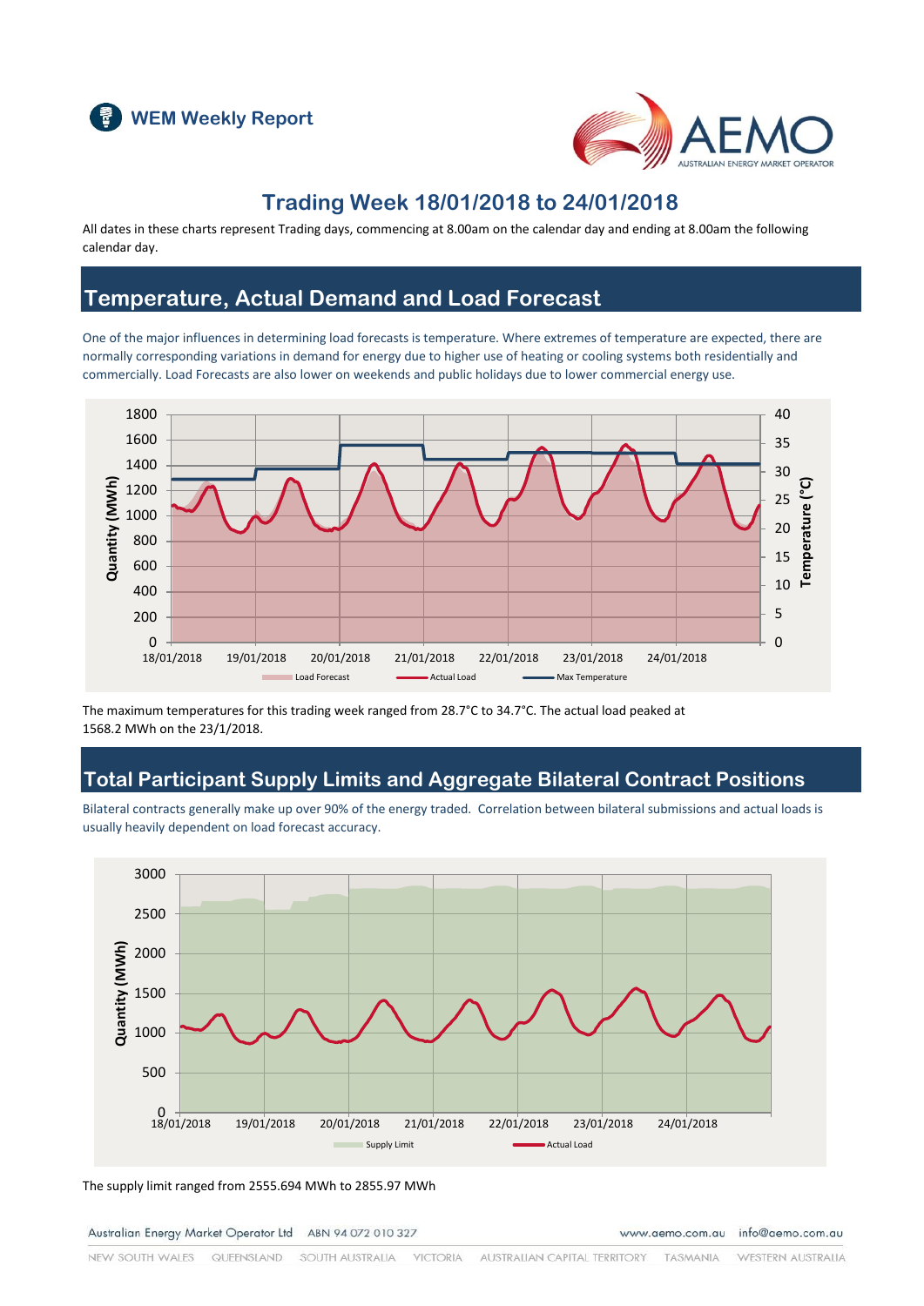WEM Weekly Report

# Trading Week 18/01/2018 to 24/01/2018

All dates in these charts represent Trading days, commencing at 8.00am on the calendar day and ending at 8.00am the following calendar day.

## Temperature, Actual Demand and Load Forecast

One of the major influences in determining load forecasts is temperature. Where extremes of temperature are expected, there are normally corresponding variations in demand for energy due to higher use of heating or cooling systems both residentially and commercially. Load Forecasts are also lower on weekends and public holidays due to lower commercial energy use.

The maximum temperatures for this trading week ranged from 28.7°C to 34.7°C. The actual load peaked at 1568.2 MWh on the 23/1/2018.

## Total Participant Supply Limits and Aggregate Bilateral Contract Positions

Bilateral contracts generally make up over 90% of the energy traded. Correlation between bilateral submissions and actual loads is usually heavily dependent on load forecast accuracy.

The supply limit ranged from 2555.694 MWh to 2855.97 MWh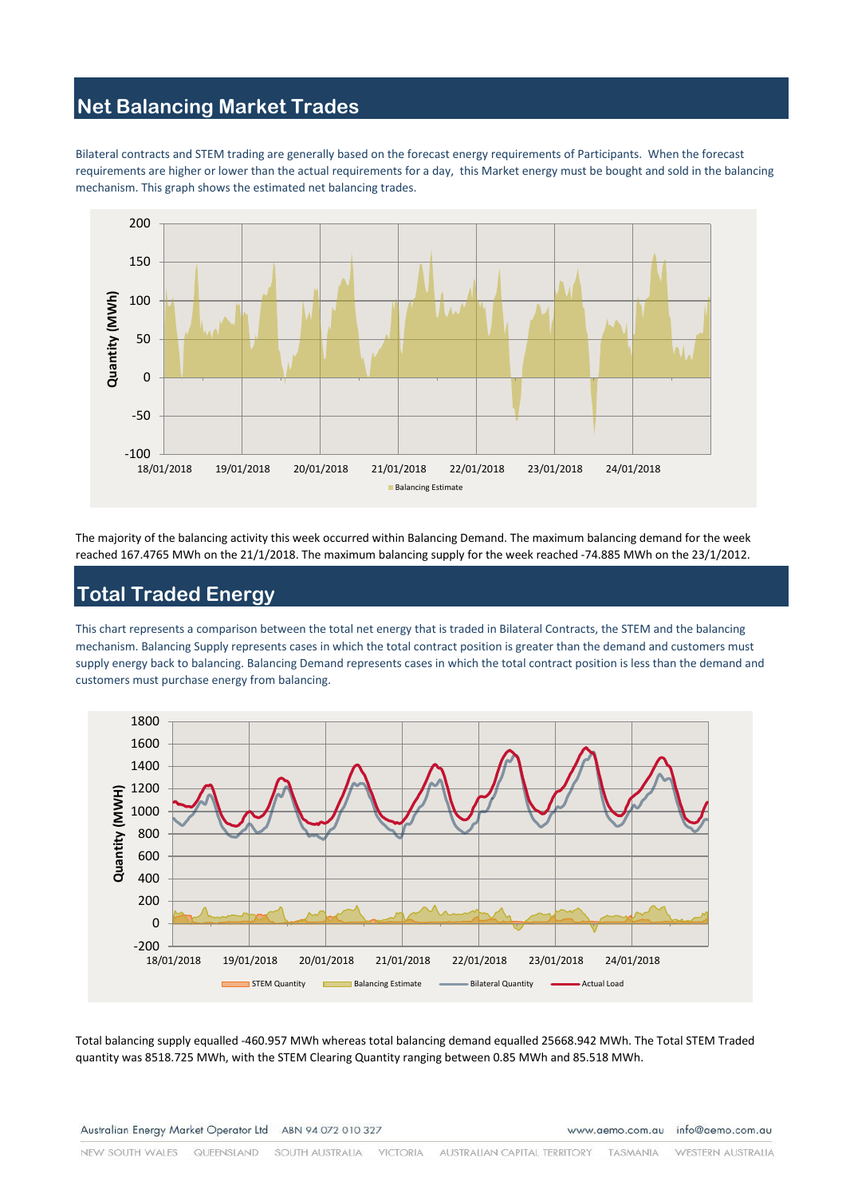## Net Balancing Market Trades

Bilateral contracts and STEM trading are generally based on the forecast energy requirements of Participants. When the forecast requirements are higher or lower than the actual requirements for a day, this Market energy must be bought and sold in the balancing mechanism. This graph shows the estimated net balancing trades.

The majority of the balancing activity this week occurred within Balancing Demand. The maximum balancing demand for the week reached 167.4765 MWh on the 21/1/2018. The maximum balancing supply for the week reached -74.885 MWh on the 23/1/2012.

## Total Traded Energy

This chart represents a comparison between the total net energy that is traded in Bilateral Contracts, the STEM and the balancing mechanism. Balancing Supply represents cases in which the total contract position is greater than the demand and customers must supply energy back to balancing. Balancing Demand represents cases in which the total contract position is less than the demand and customers must purchase energy from balancing.

Total balancing supply equalled -460.957 MWh whereas total balancing demand equalled 25668.942 MWh. The Total STEM Traded quantity was 8518.725 MWh, with the STEM Clearing Quantity ranging between 0.85 MWh and 85.518 MWh.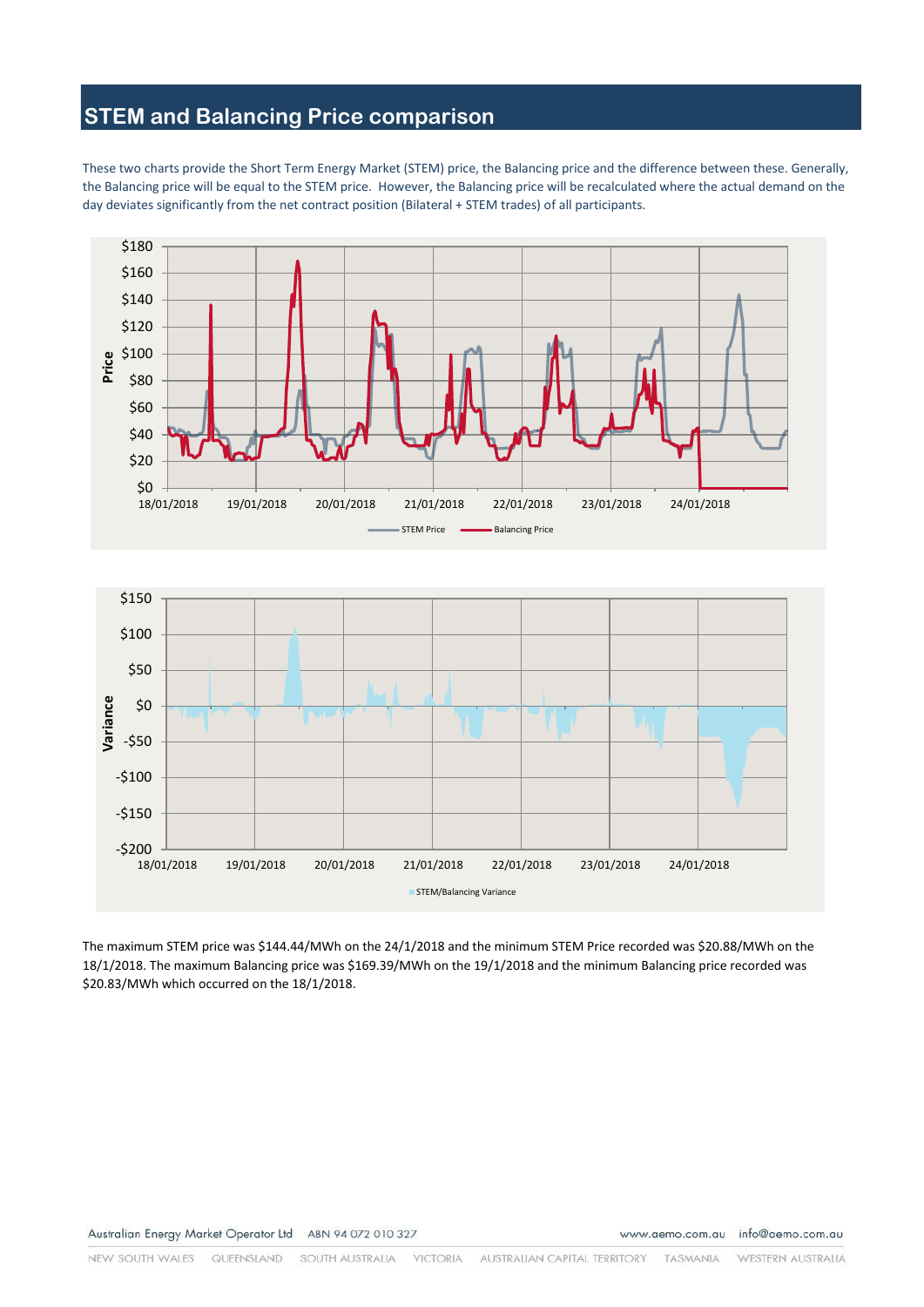## STEM and Balancing Price comparison

These two charts provide the Short Term Energy Market (STEM) price, the Balancing price and the difference between these. Generally, the Balancing price will be equal to the STEM price. However, the Balancing price will be recalculated where the actual demand on the day deviates significantly from the net contract position (Bilateral + STEM trades) of all participants.

Price

$180
$160
$140
$120
$100
$80
$60
$40
$20
$0

18/01/2018 19/01/2018 20/01/2018 21/01/2018 22/01/2018 23/01/2018 24/01/2018

STEM Price Balancing Price

Variance

$150
$100
$50
$0
-$50
-$100
-$150
-$200

18/01/2018 19/01/2018 20/01/2018 21/01/2018 22/01/2018 23/01/2018 24/01/2018

STEM/Balancing Variance

The maximum STEM price was $144.44/MWh on the 24/1/2018 and the minimum STEM Price recorded was $20.88/MWh on the 18/1/2018. The maximum Balancing price was $169.39/MWh on the 19/1/2018 and the minimum Balancing price recorded was $20.83/MWh which occurred on the 18/1/2018.